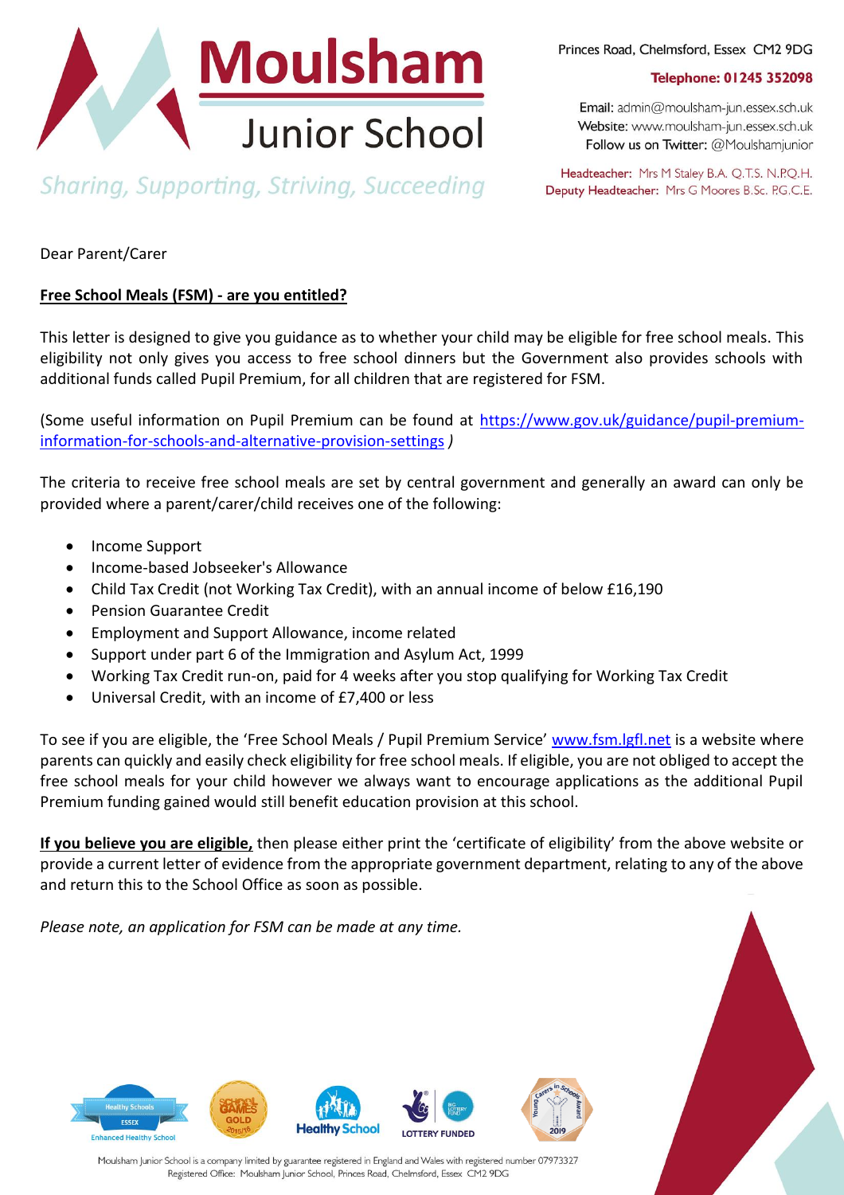# Moulsham Junior School

*Sharing, Supporting, Striving, Succeeding*

Princes Road, Chelmsford, Essex CM2 9DG

**Telephone: 01245 352098**

Email: admin@moulsham-jun.essex.sch.uk
Website: www.moulsham-jun.essex.sch.uk
Follow us on Twitter: @Moulshamjunior

Headteacher: Mrs M Staley B.A. Q.T.S. N.P.Q.H.
Deputy Headteacher: Mrs G Moores B.Sc. P.G.C.E.

Dear Parent/Carer

**Free School Meals (FSM) - are you entitled?**

This letter is designed to give you guidance as to whether your child may be eligible for free school meals. This eligibility not only gives you access to free school dinners but the Government also provides schools with additional funds called Pupil Premium, for all children that are registered for FSM.

(Some useful information on Pupil Premium can be found at https://www.gov.uk/guidance/pupil-premium-information-for-schools-and-alternative-provision-settings )

The criteria to receive free school meals are set by central government and generally an award can only be provided where a parent/carer/child receives one of the following:

- Income Support
- Income-based Jobseeker's Allowance
- Child Tax Credit (not Working Tax Credit), with an annual income of below £16,190
- Pension Guarantee Credit
- Employment and Support Allowance, income related
- Support under part 6 of the Immigration and Asylum Act, 1999
- Working Tax Credit run-on, paid for 4 weeks after you stop qualifying for Working Tax Credit
- Universal Credit, with an income of £7,400 or less

To see if you are eligible, the 'Free School Meals / Pupil Premium Service' www.fsm.lgfl.net is a website where parents can quickly and easily check eligibility for free school meals. If eligible, you are not obliged to accept the free school meals for your child however we always want to encourage applications as the additional Pupil Premium funding gained would still benefit education provision at this school.

**If you believe you are eligible,** then please either print the 'certificate of eligibility' from the above website or provide a current letter of evidence from the appropriate government department, relating to any of the above and return this to the School Office as soon as possible.

*Please note, an application for FSM can be made at any time.*

Moulsham Junior School is a company limited by guarantee registered in England and Wales with registered number 07973327
Registered Office: Moulsham Junior School, Princes Road, Chelmsford, Essex CM2 9DG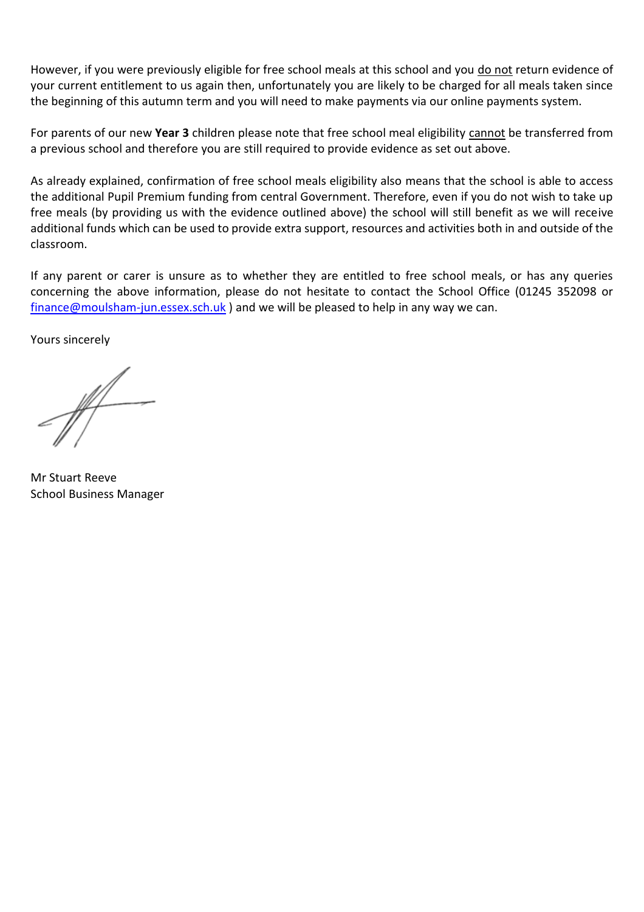However, if you were previously eligible for free school meals at this school and you do not return evidence of your current entitlement to us again then, unfortunately you are likely to be charged for all meals taken since the beginning of this autumn term and you will need to make payments via our online payments system.

For parents of our new **Year 3** children please note that free school meal eligibility cannot be transferred from a previous school and therefore you are still required to provide evidence as set out above.

As already explained, confirmation of free school meals eligibility also means that the school is able to access the additional Pupil Premium funding from central Government. Therefore, even if you do not wish to take up free meals (by providing us with the evidence outlined above) the school will still benefit as we will receive additional funds which can be used to provide extra support, resources and activities both in and outside of the classroom.

If any parent or carer is unsure as to whether they are entitled to free school meals, or has any queries concerning the above information, please do not hesitate to contact the School Office (01245 352098 or finance@moulsham-jun.essex.sch.uk ) and we will be pleased to help in any way we can.

Yours sincerely

Mr Stuart Reeve
School Business Manager